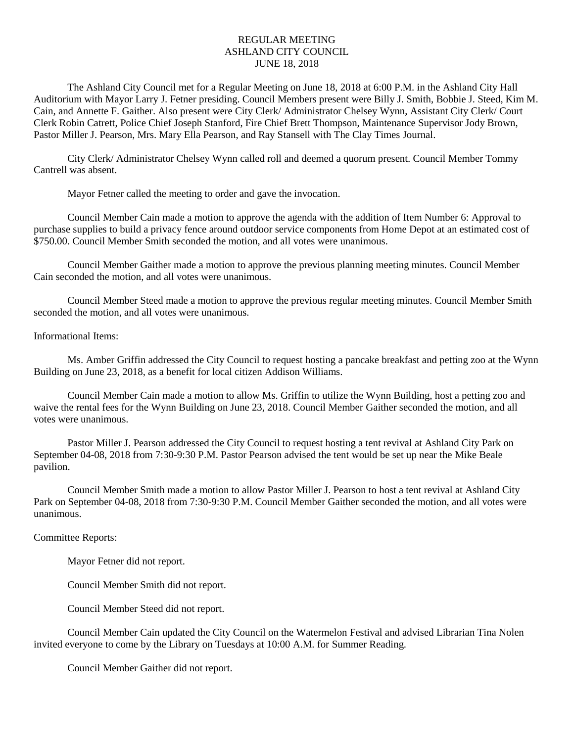# REGULAR MEETING
# ASHLAND CITY COUNCIL
# JUNE 18, 2018

The Ashland City Council met for a Regular Meeting on June 18, 2018 at 6:00 P.M. in the Ashland City Hall Auditorium with Mayor Larry J. Fetner presiding. Council Members present were Billy J. Smith, Bobbie J. Steed, Kim M. Cain, and Annette F. Gaither. Also present were City Clerk/ Administrator Chelsey Wynn, Assistant City Clerk/ Court Clerk Robin Catrett, Police Chief Joseph Stanford, Fire Chief Brett Thompson, Maintenance Supervisor Jody Brown, Pastor Miller J. Pearson, Mrs. Mary Ella Pearson, and Ray Stansell with The Clay Times Journal.

City Clerk/ Administrator Chelsey Wynn called roll and deemed a quorum present. Council Member Tommy Cantrell was absent.

Mayor Fetner called the meeting to order and gave the invocation.

Council Member Cain made a motion to approve the agenda with the addition of Item Number 6: Approval to purchase supplies to build a privacy fence around outdoor service components from Home Depot at an estimated cost of $750.00. Council Member Smith seconded the motion, and all votes were unanimous.

Council Member Gaither made a motion to approve the previous planning meeting minutes. Council Member Cain seconded the motion, and all votes were unanimous.

Council Member Steed made a motion to approve the previous regular meeting minutes. Council Member Smith seconded the motion, and all votes were unanimous.

Informational Items:

Ms. Amber Griffin addressed the City Council to request hosting a pancake breakfast and petting zoo at the Wynn Building on June 23, 2018, as a benefit for local citizen Addison Williams.

Council Member Cain made a motion to allow Ms. Griffin to utilize the Wynn Building, host a petting zoo and waive the rental fees for the Wynn Building on June 23, 2018. Council Member Gaither seconded the motion, and all votes were unanimous.

Pastor Miller J. Pearson addressed the City Council to request hosting a tent revival at Ashland City Park on September 04-08, 2018 from 7:30-9:30 P.M. Pastor Pearson advised the tent would be set up near the Mike Beale pavilion.

Council Member Smith made a motion to allow Pastor Miller J. Pearson to host a tent revival at Ashland City Park on September 04-08, 2018 from 7:30-9:30 P.M. Council Member Gaither seconded the motion, and all votes were unanimous.

Committee Reports:

Mayor Fetner did not report.

Council Member Smith did not report.

Council Member Steed did not report.

Council Member Cain updated the City Council on the Watermelon Festival and advised Librarian Tina Nolen invited everyone to come by the Library on Tuesdays at 10:00 A.M. for Summer Reading.

Council Member Gaither did not report.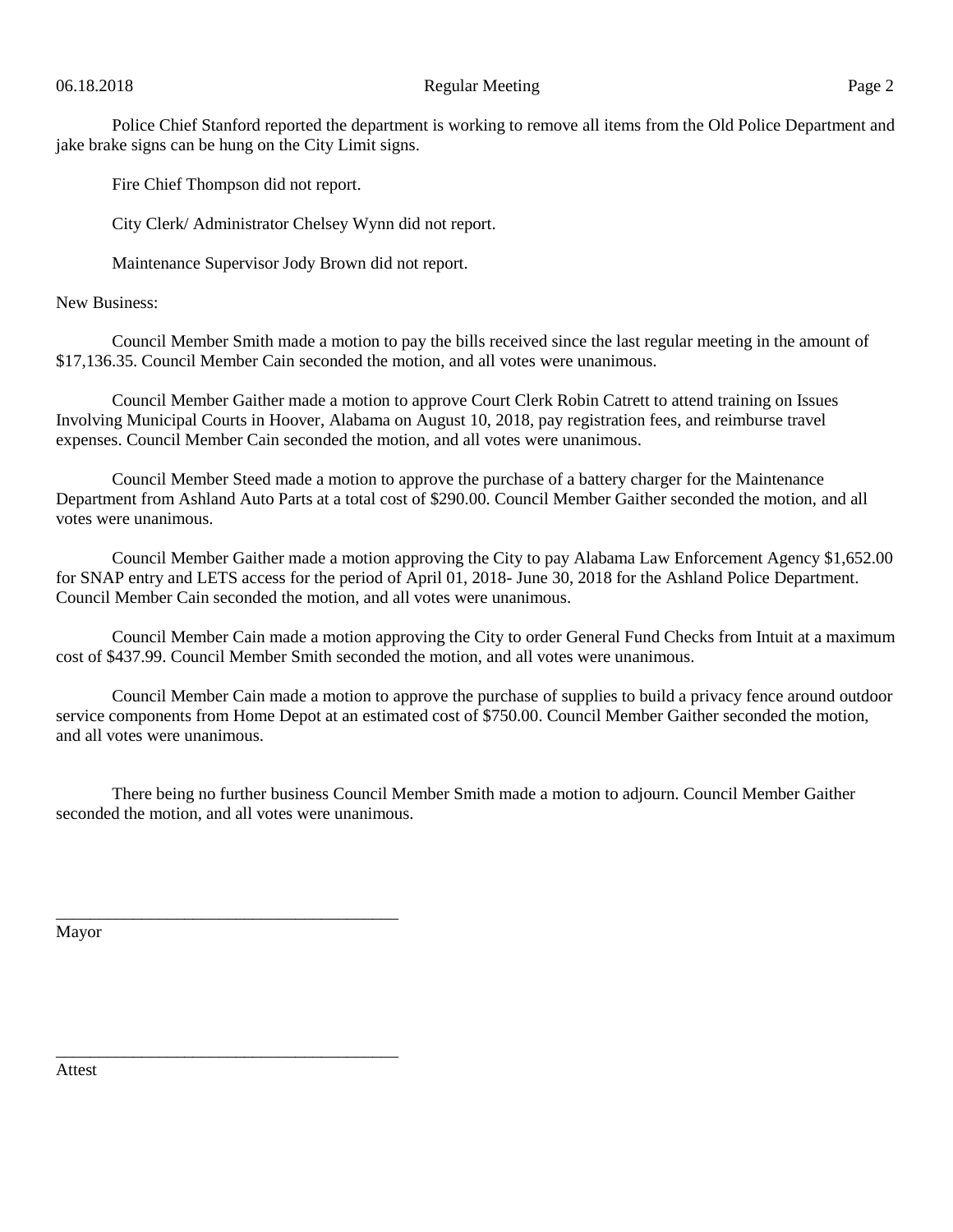Police Chief Stanford reported the department is working to remove all items from the Old Police Department and jake brake signs can be hung on the City Limit signs.

Fire Chief Thompson did not report.

City Clerk/ Administrator Chelsey Wynn did not report.

Maintenance Supervisor Jody Brown did not report.

New Business:

Council Member Smith made a motion to pay the bills received since the last regular meeting in the amount of $17,136.35. Council Member Cain seconded the motion, and all votes were unanimous.

Council Member Gaither made a motion to approve Court Clerk Robin Catrett to attend training on Issues Involving Municipal Courts in Hoover, Alabama on August 10, 2018, pay registration fees, and reimburse travel expenses. Council Member Cain seconded the motion, and all votes were unanimous.

Council Member Steed made a motion to approve the purchase of a battery charger for the Maintenance Department from Ashland Auto Parts at a total cost of $290.00. Council Member Gaither seconded the motion, and all votes were unanimous.

Council Member Gaither made a motion approving the City to pay Alabama Law Enforcement Agency $1,652.00 for SNAP entry and LETS access for the period of April 01, 2018- June 30, 2018 for the Ashland Police Department. Council Member Cain seconded the motion, and all votes were unanimous.

Council Member Cain made a motion approving the City to order General Fund Checks from Intuit at a maximum cost of $437.99. Council Member Smith seconded the motion, and all votes were unanimous.

Council Member Cain made a motion to approve the purchase of supplies to build a privacy fence around outdoor service components from Home Depot at an estimated cost of $750.00. Council Member Gaither seconded the motion, and all votes were unanimous.

There being no further business Council Member Smith made a motion to adjourn. Council Member Gaither seconded the motion, and all votes were unanimous.

\_\_\_\_\_\_\_\_\_\_\_\_\_\_\_\_\_\_\_\_\_\_\_\_\_\_\_\_\_\_\_\_\_\_\_\_\_\_\_\_

Mayor

\_\_\_\_\_\_\_\_\_\_\_\_\_\_\_\_\_\_\_\_\_\_\_\_\_\_\_\_\_\_\_\_\_\_\_\_\_\_\_\_

Attest